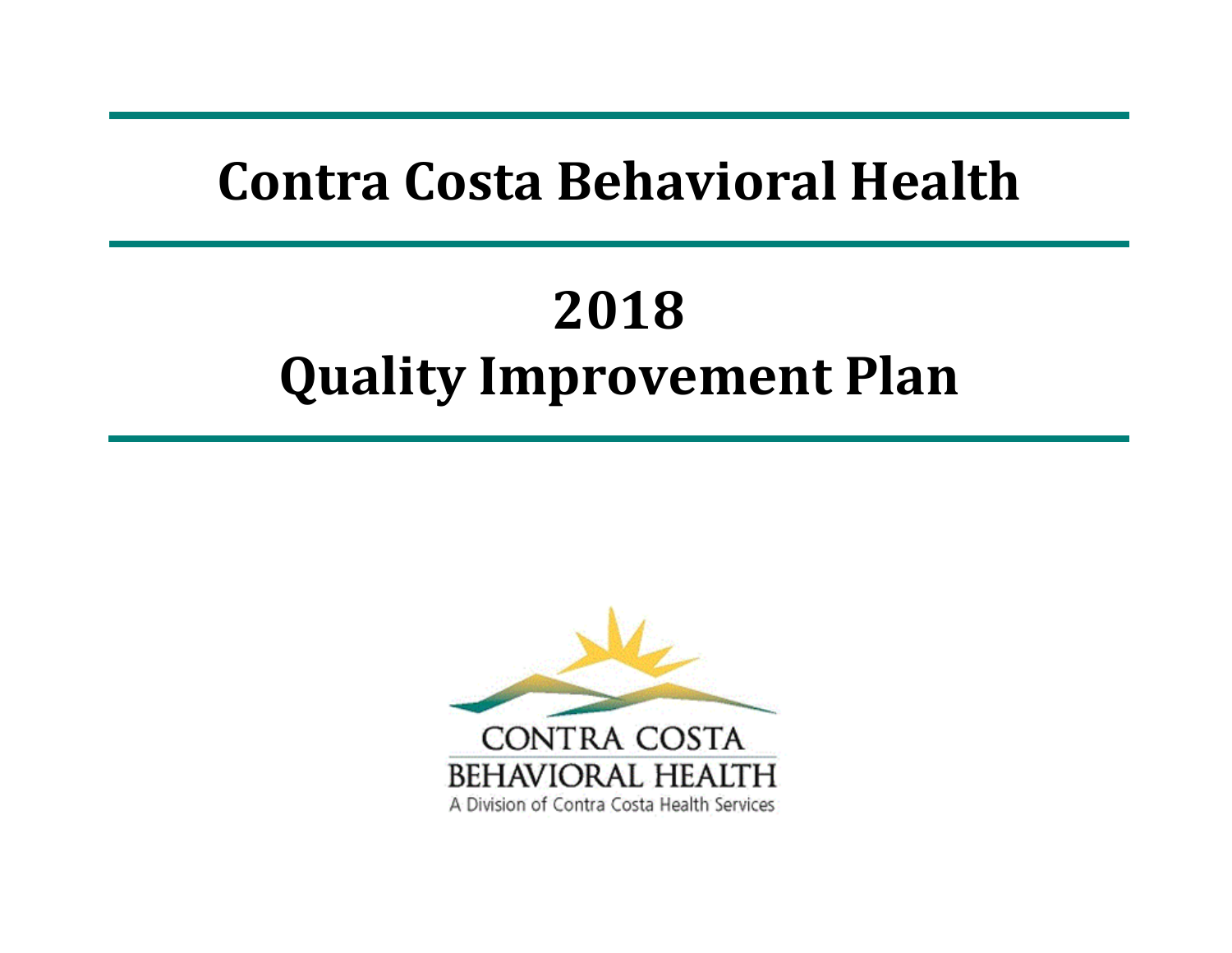# Contra Costa Behavioral Health

# 2018
# Quality Improvement Plan

CONTRA COSTA
BEHAVIORAL HEALTH
A Division of Contra Costa Health Services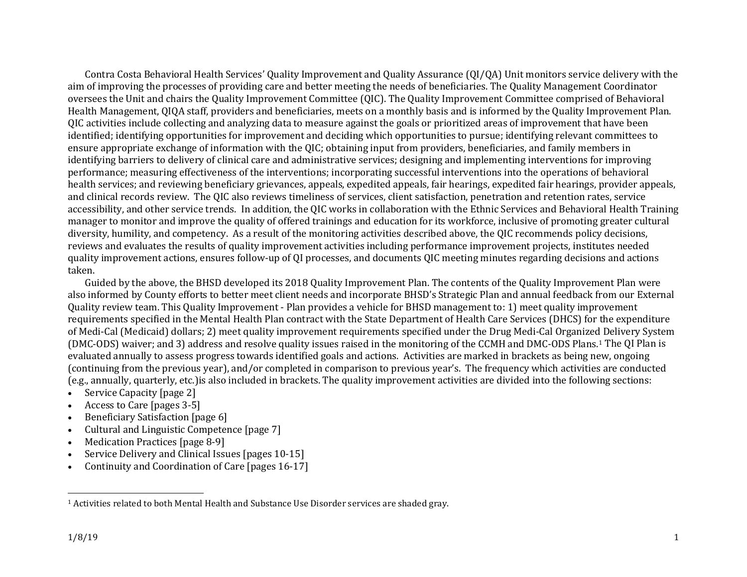Contra Costa Behavioral Health Services' Quality Improvement and Quality Assurance (QI/QA) Unit monitors service delivery with the aim of improving the processes of providing care and better meeting the needs of beneficiaries. The Quality Management Coordinator oversees the Unit and chairs the Quality Improvement Committee (QIC). The Quality Improvement Committee comprised of Behavioral Health Management, QIQA staff, providers and beneficiaries, meets on a monthly basis and is informed by the Quality Improvement Plan. QIC activities include collecting and analyzing data to measure against the goals or prioritized areas of improvement that have been identified; identifying opportunities for improvement and deciding which opportunities to pursue; identifying relevant committees to ensure appropriate exchange of information with the QIC; obtaining input from providers, beneficiaries, and family members in identifying barriers to delivery of clinical care and administrative services; designing and implementing interventions for improving performance; measuring effectiveness of the interventions; incorporating successful interventions into the operations of behavioral health services; and reviewing beneficiary grievances, appeals, expedited appeals, fair hearings, expedited fair hearings, provider appeals, and clinical records review. The QIC also reviews timeliness of services, client satisfaction, penetration and retention rates, service accessibility, and other service trends. In addition, the QIC works in collaboration with the Ethnic Services and Behavioral Health Training manager to monitor and improve the quality of offered trainings and education for its workforce, inclusive of promoting greater cultural diversity, humility, and competency. As a result of the monitoring activities described above, the QIC recommends policy decisions, reviews and evaluates the results of quality improvement activities including performance improvement projects, institutes needed quality improvement actions, ensures follow-up of QI processes, and documents QIC meeting minutes regarding decisions and actions taken.

Guided by the above, the BHSD developed its 2018 Quality Improvement Plan. The contents of the Quality Improvement Plan were also informed by County efforts to better meet client needs and incorporate BHSD's Strategic Plan and annual feedback from our External Quality review team. This Quality Improvement - Plan provides a vehicle for BHSD management to: 1) meet quality improvement requirements specified in the Mental Health Plan contract with the State Department of Health Care Services (DHCS) for the expenditure of Medi-Cal (Medicaid) dollars; 2) meet quality improvement requirements specified under the Drug Medi-Cal Organized Delivery System (DMC-ODS) waiver; and 3) address and resolve quality issues raised in the monitoring of the CCMH and DMC-ODS Plans.[1] The QI Plan is evaluated annually to assess progress towards identified goals and actions. Activities are marked in brackets as being new, ongoing (continuing from the previous year), and/or completed in comparison to previous year's. The frequency which activities are conducted (e.g., annually, quarterly, etc.)is also included in brackets. The quality improvement activities are divided into the following sections:

- Service Capacity [page 2]
- Access to Care [pages 3-5]
- Beneficiary Satisfaction [page 6]
- Cultural and Linguistic Competence [page 7]
- Medication Practices [page 8-9]
- Service Delivery and Clinical Issues [pages 10-15]
- Continuity and Coordination of Care [pages 16-17]

[1] Activities related to both Mental Health and Substance Use Disorder services are shaded gray.

1/8/19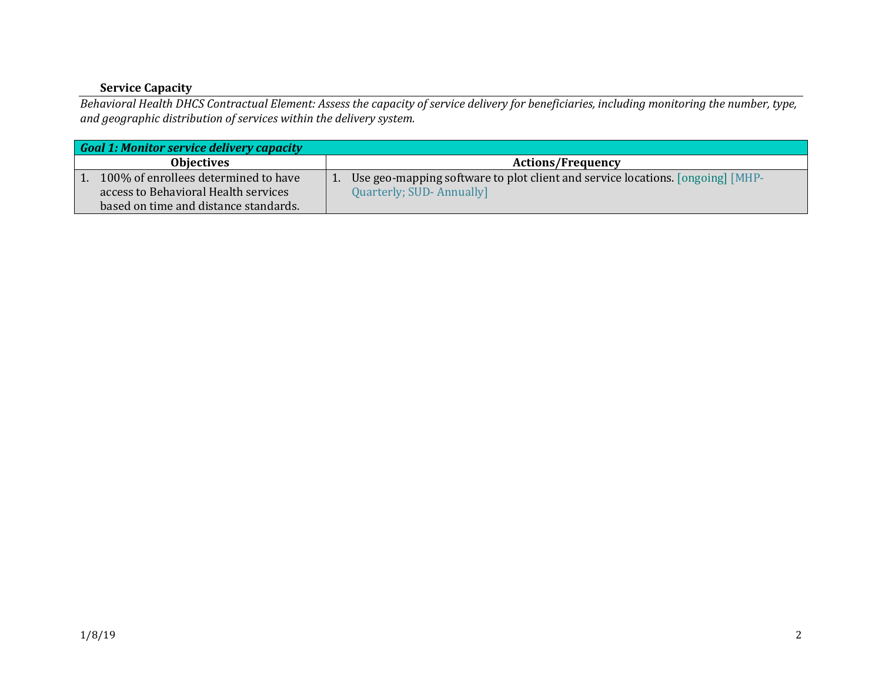### Service Capacity

*Behavioral Health DHCS Contractual Element: Assess the capacity of service delivery for beneficiaries, including monitoring the number, type, and geographic distribution of services within the delivery system.*

| ***Goal 1: Monitor service delivery capacity*** | |
|---|---|
| **Objectives** | **Actions/Frequency** |
| 1. 100% of enrollees determined to have access to Behavioral Health services based on time and distance standards. | 1. Use geo-mapping software to plot client and service locations. [ongoing] [MHP-Quarterly; SUD- Annually] |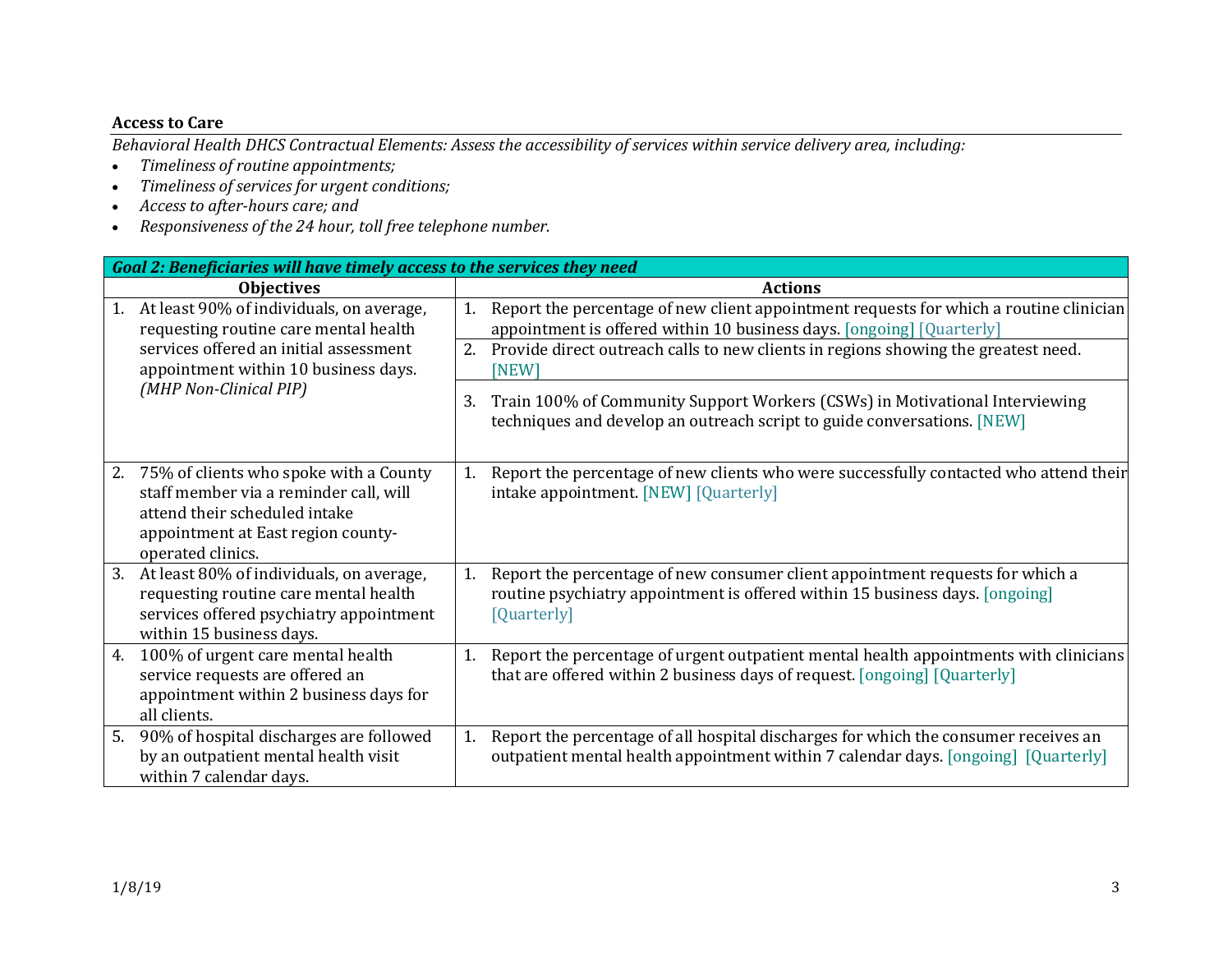**Access to Care**

*Behavioral Health DHCS Contractual Elements: Assess the accessibility of services within service delivery area, including:*

- *Timeliness of routine appointments;*
- *Timeliness of services for urgent conditions;*
- *Access to after-hours care; and*
- *Responsiveness of the 24 hour, toll free telephone number.*

| ***Goal 2: Beneficiaries will have timely access to the services they need*** | |
|---|---|
| **Objectives** | **Actions** |
| 1. At least 90% of individuals, on average, requesting routine care mental health services offered an initial assessment appointment within 10 business days. *(MHP Non-Clinical PIP)* | 1. Report the percentage of new client appointment requests for which a routine clinician appointment is offered within 10 business days. [ongoing] [Quarterly] |
| | 2. Provide direct outreach calls to new clients in regions showing the greatest need. [NEW] |
| | 3. Train 100% of Community Support Workers (CSWs) in Motivational Interviewing techniques and develop an outreach script to guide conversations. [NEW] |
| 2. 75% of clients who spoke with a County staff member via a reminder call, will attend their scheduled intake appointment at East region county-operated clinics. | 1. Report the percentage of new clients who were successfully contacted who attend their intake appointment. [NEW] [Quarterly] |
| 3. At least 80% of individuals, on average, requesting routine care mental health services offered psychiatry appointment within 15 business days. | 1. Report the percentage of new consumer client appointment requests for which a routine psychiatry appointment is offered within 15 business days. [ongoing] [Quarterly] |
| 4. 100% of urgent care mental health service requests are offered an appointment within 2 business days for all clients. | 1. Report the percentage of urgent outpatient mental health appointments with clinicians that are offered within 2 business days of request. [ongoing] [Quarterly] |
| 5. 90% of hospital discharges are followed by an outpatient mental health visit within 7 calendar days. | 1. Report the percentage of all hospital discharges for which the consumer receives an outpatient mental health appointment within 7 calendar days. [ongoing] [Quarterly] |

1/8/19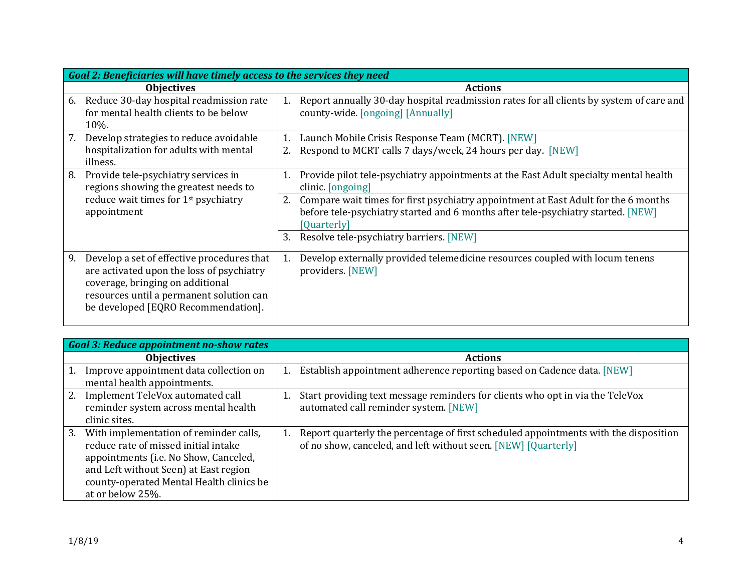| *Goal 2: Beneficiaries will have timely access to the services they need* | |
|---|---|
| **Objectives** | **Actions** |
| 6. Reduce 30-day hospital readmission rate for mental health clients to be below 10%. | 1. Report annually 30-day hospital readmission rates for all clients by system of care and county-wide. [ongoing] [Annually] |
| 7. Develop strategies to reduce avoidable hospitalization for adults with mental illness. | 1. Launch Mobile Crisis Response Team (MCRT). [NEW] |
| | 2. Respond to MCRT calls 7 days/week, 24 hours per day. [NEW] |
| 8. Provide tele-psychiatry services in regions showing the greatest needs to reduce wait times for 1st psychiatry appointment | 1. Provide pilot tele-psychiatry appointments at the East Adult specialty mental health clinic. [ongoing] |
| | 2. Compare wait times for first psychiatry appointment at East Adult for the 6 months before tele-psychiatry started and 6 months after tele-psychiatry started. [NEW] [Quarterly] |
| | 3. Resolve tele-psychiatry barriers. [NEW] |
| 9. Develop a set of effective procedures that are activated upon the loss of psychiatry coverage, bringing on additional resources until a permanent solution can be developed [EQRO Recommendation]. | 1. Develop externally provided telemedicine resources coupled with locum tenens providers. [NEW] |

| *Goal 3: Reduce appointment no-show rates* | |
|---|---|
| **Objectives** | **Actions** |
| 1. Improve appointment data collection on mental health appointments. | 1. Establish appointment adherence reporting based on Cadence data. [NEW] |
| 2. Implement TeleVox automated call reminder system across mental health clinic sites. | 1. Start providing text message reminders for clients who opt in via the TeleVox automated call reminder system. [NEW] |
| 3. With implementation of reminder calls, reduce rate of missed initial intake appointments (i.e. No Show, Canceled, and Left without Seen) at East region county-operated Mental Health clinics be at or below 25%. | 1. Report quarterly the percentage of first scheduled appointments with the disposition of no show, canceled, and left without seen. [NEW] [Quarterly] |

1/8/19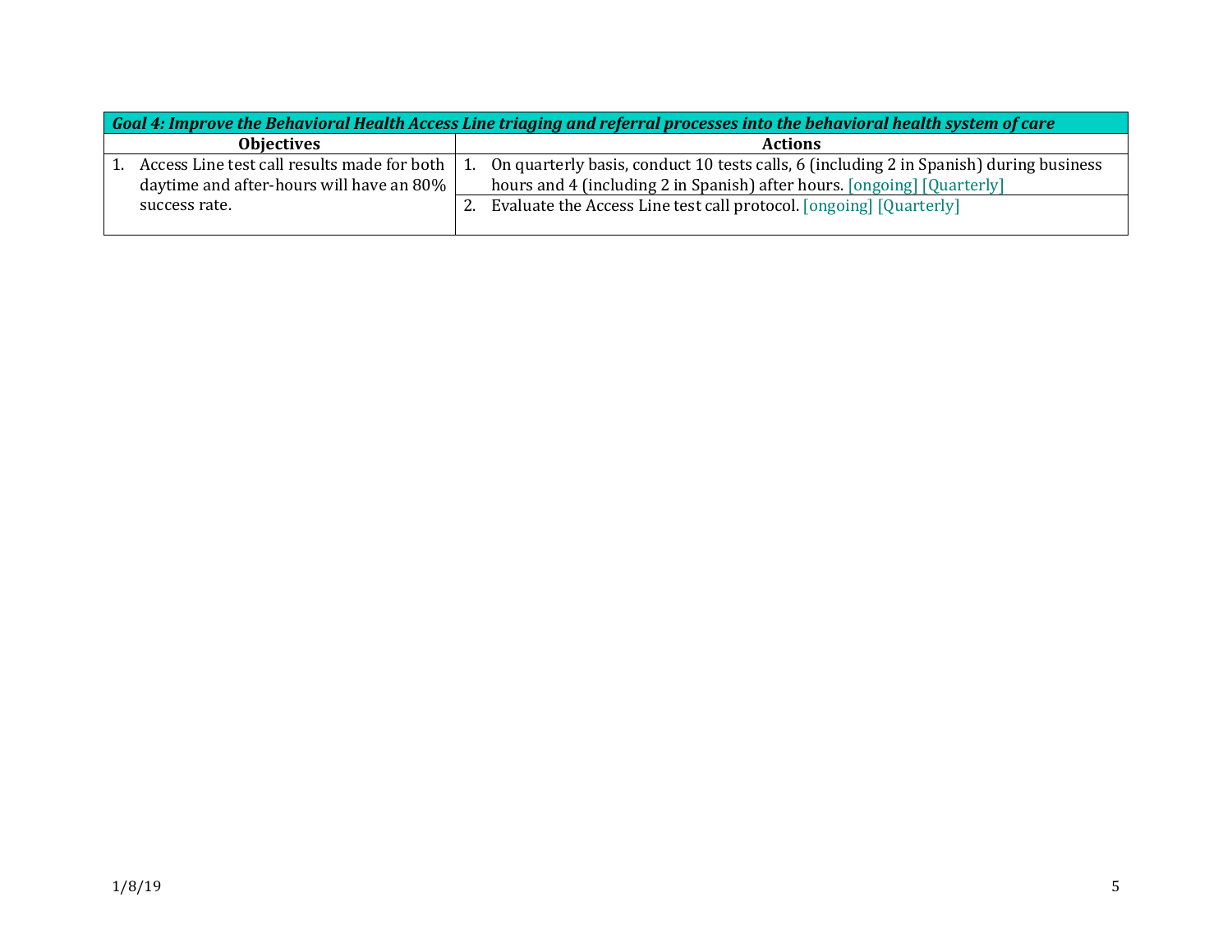| *Goal 4: Improve the Behavioral Health Access Line triaging and referral processes into the behavioral health system of care* | |
|---|---|
| **Objectives** | **Actions** |
| 1. Access Line test call results made for both daytime and after-hours will have an 80% success rate. | 1. On quarterly basis, conduct 10 tests calls, 6 (including 2 in Spanish) during business hours and 4 (including 2 in Spanish) after hours. [ongoing] [Quarterly] |
| | 2. Evaluate the Access Line test call protocol. [ongoing] [Quarterly] |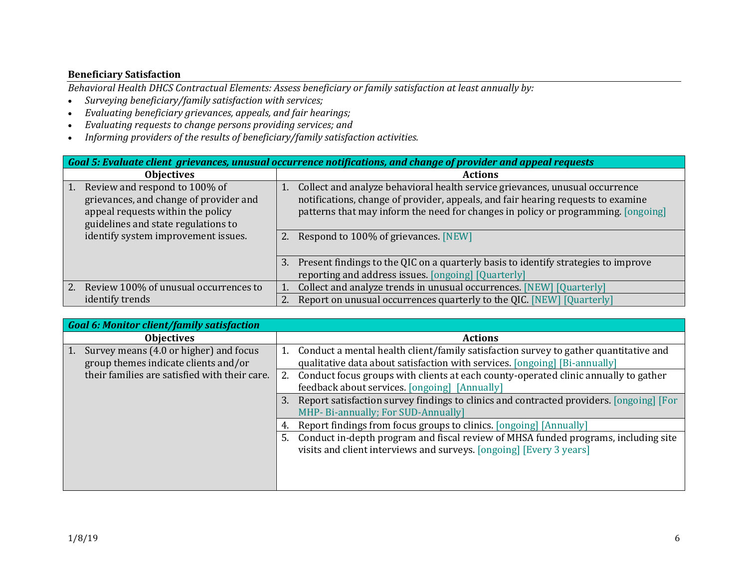**Beneficiary Satisfaction**

*Behavioral Health DHCS Contractual Elements: Assess beneficiary or family satisfaction at least annually by:*

- *Surveying beneficiary/family satisfaction with services;*
- *Evaluating beneficiary grievances, appeals, and fair hearings;*
- *Evaluating requests to change persons providing services; and*
- *Informing providers of the results of beneficiary/family satisfaction activities.*

| ***Goal 5: Evaluate client grievances, unusual occurrence notifications, and change of provider and appeal requests*** | |
|---|---|
| **Objectives** | **Actions** |
| 1. Review and respond to 100% of grievances, and change of provider and appeal requests within the policy guidelines and state regulations to identify system improvement issues. | 1. Collect and analyze behavioral health service grievances, unusual occurrence notifications, change of provider, appeals, and fair hearing requests to examine patterns that may inform the need for changes in policy or programming. [ongoing] |
| | 2. Respond to 100% of grievances. [NEW] |
| | 3. Present findings to the QIC on a quarterly basis to identify strategies to improve reporting and address issues. [ongoing] [Quarterly] |
| 2. Review 100% of unusual occurrences to identify trends | 1. Collect and analyze trends in unusual occurrences. [NEW] [Quarterly] |
| | 2. Report on unusual occurrences quarterly to the QIC. [NEW] [Quarterly] |

| ***Goal 6: Monitor client/family satisfaction*** | |
|---|---|
| **Objectives** | **Actions** |
| 1. Survey means (4.0 or higher) and focus group themes indicate clients and/or their families are satisfied with their care. | 1. Conduct a mental health client/family satisfaction survey to gather quantitative and qualitative data about satisfaction with services. [ongoing] [Bi-annually] |
| | 2. Conduct focus groups with clients at each county-operated clinic annually to gather feedback about services. [ongoing] [Annually] |
| | 3. Report satisfaction survey findings to clinics and contracted providers. [ongoing] [For MHP- Bi-annually; For SUD-Annually] |
| | 4. Report findings from focus groups to clinics. [ongoing] [Annually] |
| | 5. Conduct in-depth program and fiscal review of MHSA funded programs, including site visits and client interviews and surveys. [ongoing] [Every 3 years] |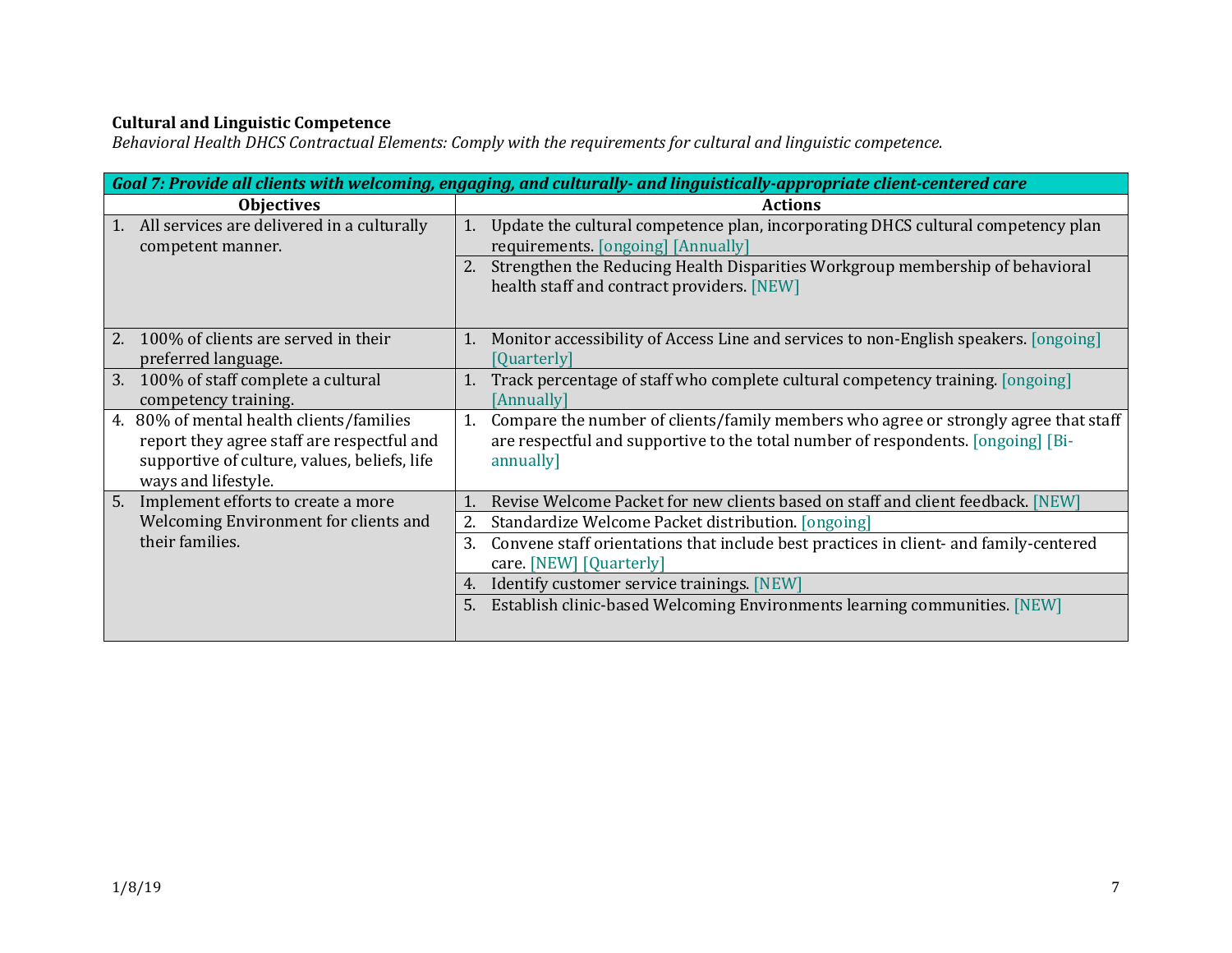**Cultural and Linguistic Competence**

*Behavioral Health DHCS Contractual Elements: Comply with the requirements for cultural and linguistic competence.*

| ***Goal 7: Provide all clients with welcoming, engaging, and culturally- and linguistically-appropriate client-centered care*** | |
|---|---|
| **Objectives** | **Actions** |
| 1. All services are delivered in a culturally competent manner. | 1. Update the cultural competence plan, incorporating DHCS cultural competency plan requirements. [ongoing] [Annually] |
| | 2. Strengthen the Reducing Health Disparities Workgroup membership of behavioral health staff and contract providers. [NEW] |
| 2. 100% of clients are served in their preferred language. | 1. Monitor accessibility of Access Line and services to non-English speakers. [ongoing] [Quarterly] |
| 3. 100% of staff complete a cultural competency training. | 1. Track percentage of staff who complete cultural competency training. [ongoing] [Annually] |
| 4. 80% of mental health clients/families report they agree staff are respectful and supportive of culture, values, beliefs, life ways and lifestyle. | 1. Compare the number of clients/family members who agree or strongly agree that staff are respectful and supportive to the total number of respondents. [ongoing] [Bi-annually] |
| 5. Implement efforts to create a more Welcoming Environment for clients and their families. | 1. Revise Welcome Packet for new clients based on staff and client feedback. [NEW] |
| | 2. Standardize Welcome Packet distribution. [ongoing] |
| | 3. Convene staff orientations that include best practices in client- and family-centered care. [NEW] [Quarterly] |
| | 4. Identify customer service trainings. [NEW] |
| | 5. Establish clinic-based Welcoming Environments learning communities. [NEW] |

1/8/19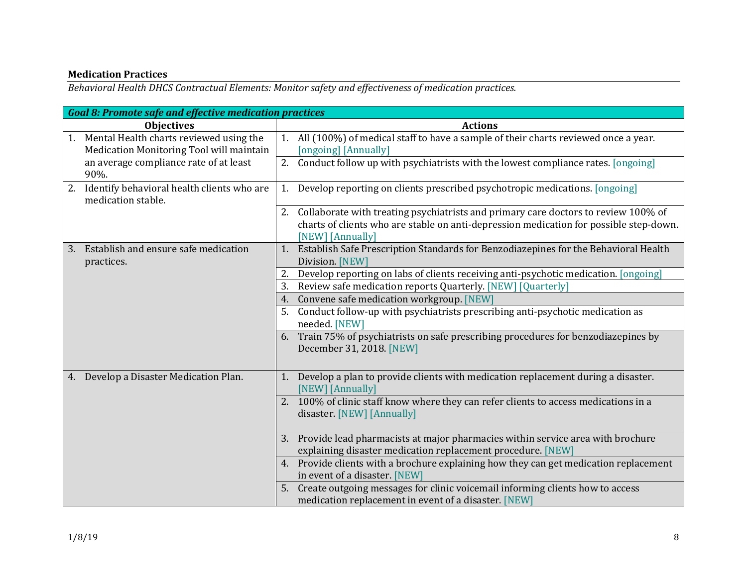**Medication Practices**

*Behavioral Health DHCS Contractual Elements: Monitor safety and effectiveness of medication practices.*

| ***Goal 8: Promote safe and effective medication practices*** | |
|---|---|
| **Objectives** | **Actions** |
| 1. Mental Health charts reviewed using the Medication Monitoring Tool will maintain an average compliance rate of at least 90%. | 1. All (100%) of medical staff to have a sample of their charts reviewed once a year. [ongoing] [Annually] |
| | 2. Conduct follow up with psychiatrists with the lowest compliance rates. [ongoing] |
| 2. Identify behavioral health clients who are medication stable. | 1. Develop reporting on clients prescribed psychotropic medications. [ongoing] |
| | 2. Collaborate with treating psychiatrists and primary care doctors to review 100% of charts of clients who are stable on anti-depression medication for possible step-down. [NEW] [Annually] |
| 3. Establish and ensure safe medication practices. | 1. Establish Safe Prescription Standards for Benzodiazepines for the Behavioral Health Division. [NEW] |
| | 2. Develop reporting on labs of clients receiving anti-psychotic medication. [ongoing] |
| | 3. Review safe medication reports Quarterly. [NEW] [Quarterly] |
| | 4. Convene safe medication workgroup. [NEW] |
| | 5. Conduct follow-up with psychiatrists prescribing anti-psychotic medication as needed. [NEW] |
| | 6. Train 75% of psychiatrists on safe prescribing procedures for benzodiazepines by December 31, 2018. [NEW] |
| 4. Develop a Disaster Medication Plan. | 1. Develop a plan to provide clients with medication replacement during a disaster. [NEW] [Annually] |
| | 2. 100% of clinic staff know where they can refer clients to access medications in a disaster. [NEW] [Annually] |
| | 3. Provide lead pharmacists at major pharmacies within service area with brochure explaining disaster medication replacement procedure. [NEW] |
| | 4. Provide clients with a brochure explaining how they can get medication replacement in event of a disaster. [NEW] |
| | 5. Create outgoing messages for clinic voicemail informing clients how to access medication replacement in event of a disaster. [NEW] |

1/8/19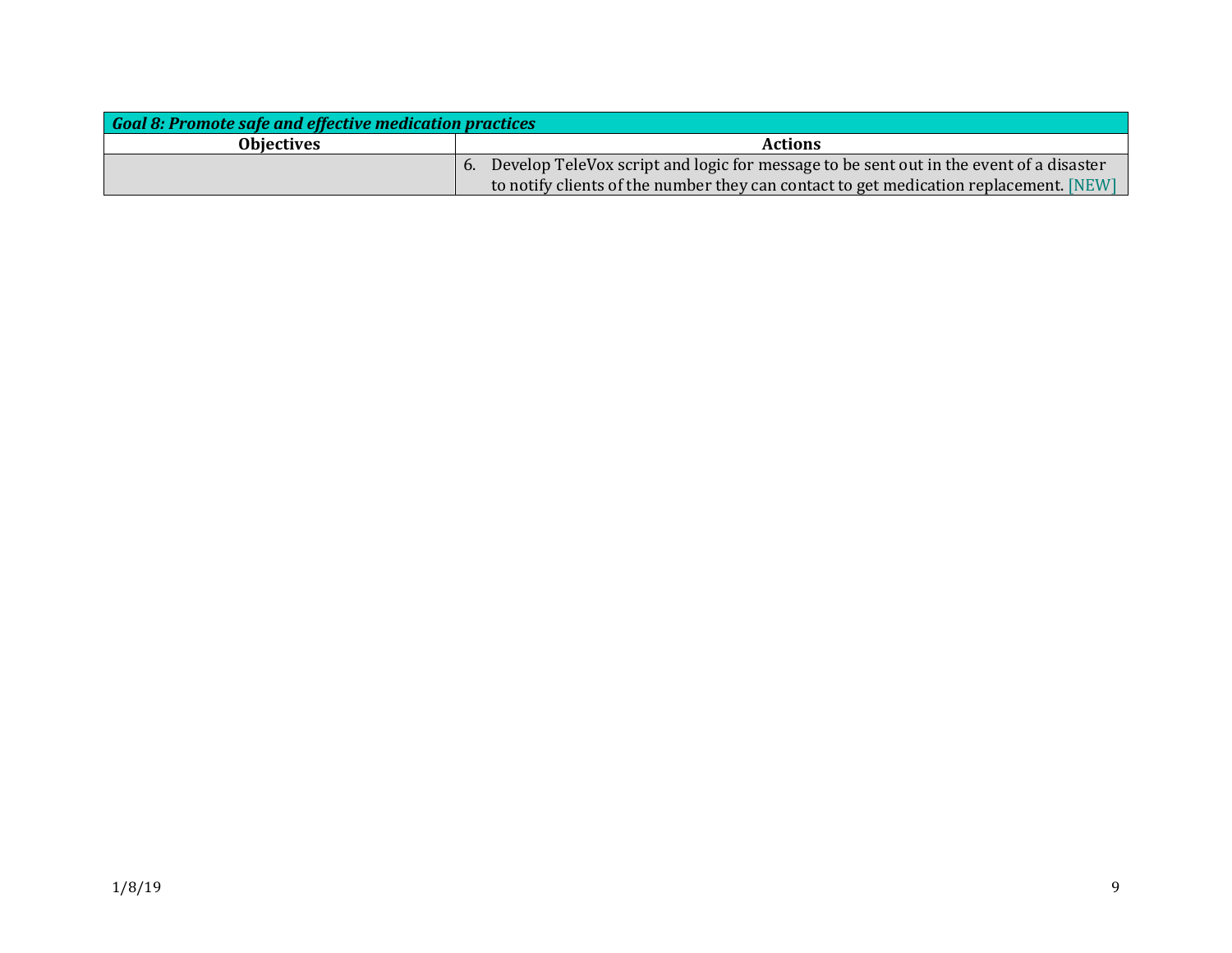| ***Goal 8: Promote safe and effective medication practices*** | |
|---|---|
| **Objectives** | **Actions** |
| | 6. Develop TeleVox script and logic for message to be sent out in the event of a disaster to notify clients of the number they can contact to get medication replacement. [NEW] |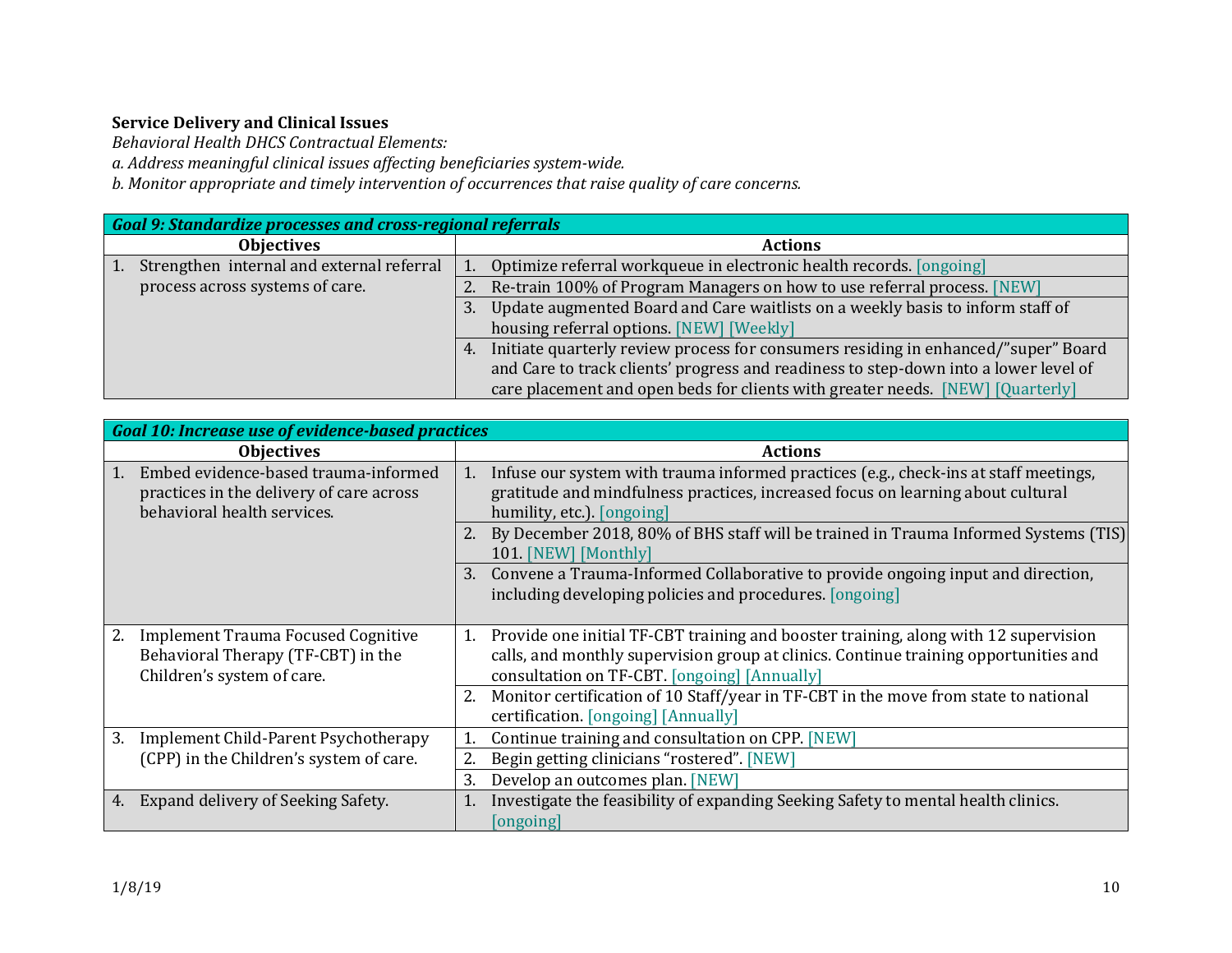**Service Delivery and Clinical Issues**

*Behavioral Health DHCS Contractual Elements:*

*a. Address meaningful clinical issues affecting beneficiaries system-wide.*

*b. Monitor appropriate and timely intervention of occurrences that raise quality of care concerns.*

| ***Goal 9: Standardize processes and cross-regional referrals*** | |
|---|---|
| **Objectives** | **Actions** |
| 1. Strengthen internal and external referral process across systems of care. | 1. Optimize referral workqueue in electronic health records. [ongoing] |
| | 2. Re-train 100% of Program Managers on how to use referral process. [NEW] |
| | 3. Update augmented Board and Care waitlists on a weekly basis to inform staff of housing referral options. [NEW] [Weekly] |
| | 4. Initiate quarterly review process for consumers residing in enhanced/"super" Board and Care to track clients' progress and readiness to step-down into a lower level of care placement and open beds for clients with greater needs. [NEW] [Quarterly] |

| ***Goal 10: Increase use of evidence-based practices*** | |
|---|---|
| **Objectives** | **Actions** |
| 1. Embed evidence-based trauma-informed practices in the delivery of care across behavioral health services. | 1. Infuse our system with trauma informed practices (e.g., check-ins at staff meetings, gratitude and mindfulness practices, increased focus on learning about cultural humility, etc.). [ongoing] |
| | 2. By December 2018, 80% of BHS staff will be trained in Trauma Informed Systems (TIS) 101. [NEW] [Monthly] |
| | 3. Convene a Trauma-Informed Collaborative to provide ongoing input and direction, including developing policies and procedures. [ongoing] |
| 2. Implement Trauma Focused Cognitive Behavioral Therapy (TF-CBT) in the Children's system of care. | 1. Provide one initial TF-CBT training and booster training, along with 12 supervision calls, and monthly supervision group at clinics. Continue training opportunities and consultation on TF-CBT. [ongoing] [Annually] |
| | 2. Monitor certification of 10 Staff/year in TF-CBT in the move from state to national certification. [ongoing] [Annually] |
| 3. Implement Child-Parent Psychotherapy (CPP) in the Children's system of care. | 1. Continue training and consultation on CPP. [NEW] |
| | 2. Begin getting clinicians "rostered". [NEW] |
| | 3. Develop an outcomes plan. [NEW] |
| 4. Expand delivery of Seeking Safety. | 1. Investigate the feasibility of expanding Seeking Safety to mental health clinics. [ongoing] |

1/8/19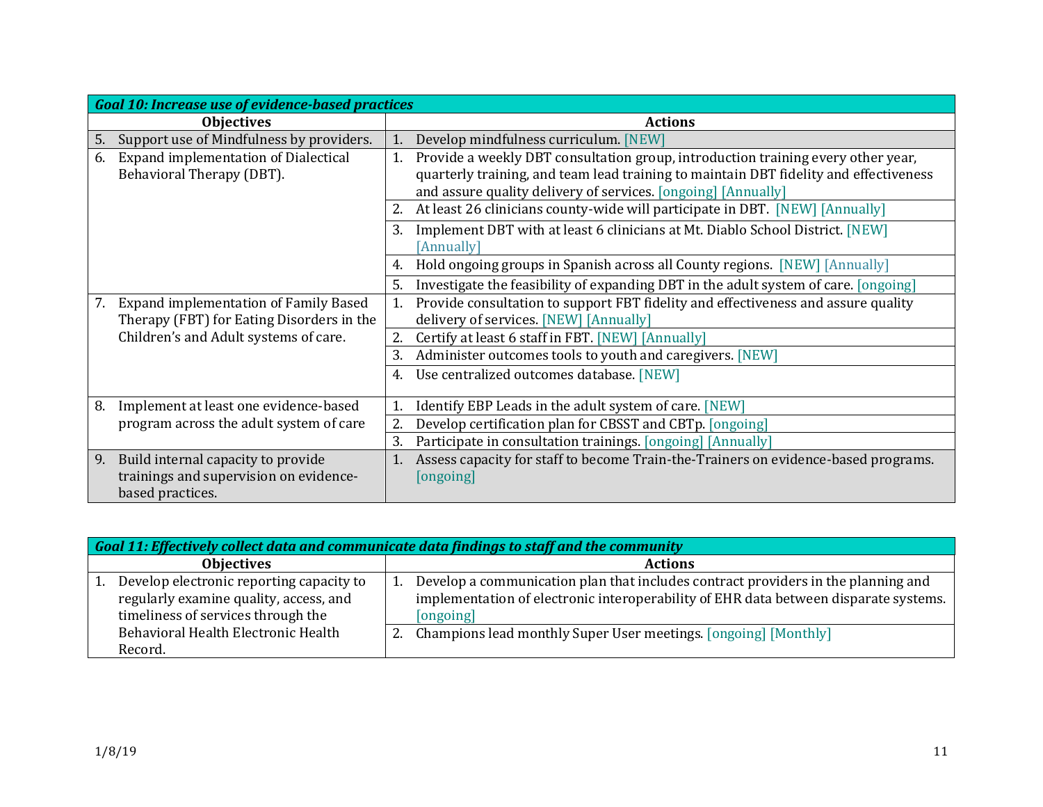| *Goal 10: Increase use of evidence-based practices* | |
|---|---|
| **Objectives** | **Actions** |
| 5. Support use of Mindfulness by providers. | 1. Develop mindfulness curriculum. [NEW] |
| 6. Expand implementation of Dialectical Behavioral Therapy (DBT). | 1. Provide a weekly DBT consultation group, introduction training every other year, quarterly training, and team lead training to maintain DBT fidelity and effectiveness and assure quality delivery of services. [ongoing] [Annually] |
| | 2. At least 26 clinicians county-wide will participate in DBT. [NEW] [Annually] |
| | 3. Implement DBT with at least 6 clinicians at Mt. Diablo School District. [NEW] [Annually] |
| | 4. Hold ongoing groups in Spanish across all County regions. [NEW] [Annually] |
| | 5. Investigate the feasibility of expanding DBT in the adult system of care. [ongoing] |
| 7. Expand implementation of Family Based Therapy (FBT) for Eating Disorders in the Children's and Adult systems of care. | 1. Provide consultation to support FBT fidelity and effectiveness and assure quality delivery of services. [NEW] [Annually] |
| | 2. Certify at least 6 staff in FBT. [NEW] [Annually] |
| | 3. Administer outcomes tools to youth and caregivers. [NEW] |
| | 4. Use centralized outcomes database. [NEW] |
| 8. Implement at least one evidence-based program across the adult system of care | 1. Identify EBP Leads in the adult system of care. [NEW] |
| | 2. Develop certification plan for CBSST and CBTp. [ongoing] |
| | 3. Participate in consultation trainings. [ongoing] [Annually] |
| 9. Build internal capacity to provide trainings and supervision on evidence-based practices. | 1. Assess capacity for staff to become Train-the-Trainers on evidence-based programs. [ongoing] |

| *Goal 11: Effectively collect data and communicate data findings to staff and the community* | |
|---|---|
| **Objectives** | **Actions** |
| 1. Develop electronic reporting capacity to regularly examine quality, access, and timeliness of services through the Behavioral Health Electronic Health Record. | 1. Develop a communication plan that includes contract providers in the planning and implementation of electronic interoperability of EHR data between disparate systems. [ongoing] |
| | 2. Champions lead monthly Super User meetings. [ongoing] [Monthly] |

1/8/19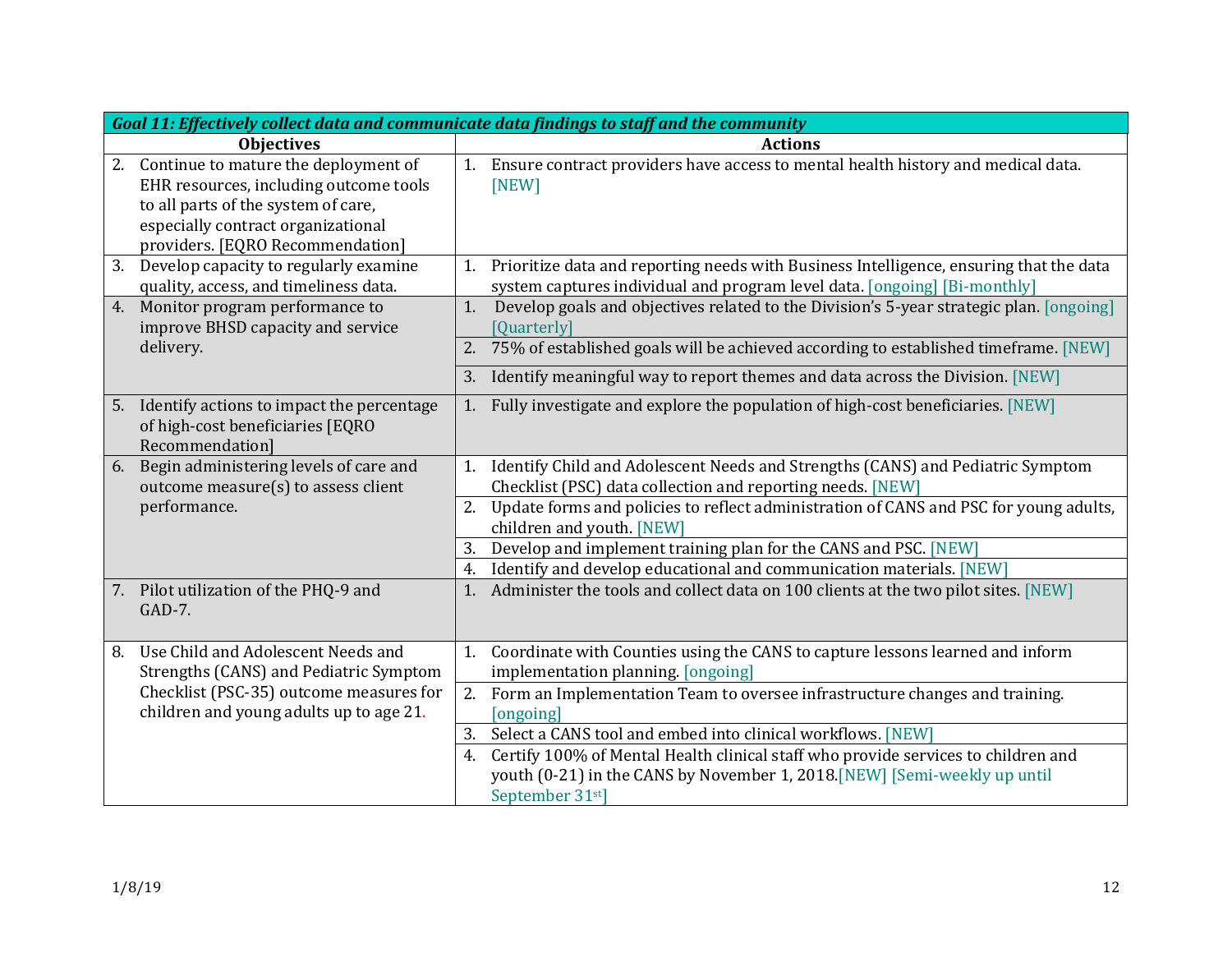| Goal 11: Effectively collect data and communicate data findings to staff and the community | |
|---|---|
| **Objectives** | **Actions** |
| 2. Continue to mature the deployment of EHR resources, including outcome tools to all parts of the system of care, especially contract organizational providers. [EQRO Recommendation] | 1. Ensure contract providers have access to mental health history and medical data. [NEW] |
| 3. Develop capacity to regularly examine quality, access, and timeliness data. | 1. Prioritize data and reporting needs with Business Intelligence, ensuring that the data system captures individual and program level data. [ongoing] [Bi-monthly] |
| 4. Monitor program performance to improve BHSD capacity and service delivery. | 1. Develop goals and objectives related to the Division's 5-year strategic plan. [ongoing] [Quarterly] |
| | 2. 75% of established goals will be achieved according to established timeframe. [NEW] |
| | 3. Identify meaningful way to report themes and data across the Division. [NEW] |
| 5. Identify actions to impact the percentage of high-cost beneficiaries [EQRO Recommendation] | 1. Fully investigate and explore the population of high-cost beneficiaries. [NEW] |
| 6. Begin administering levels of care and outcome measure(s) to assess client performance. | 1. Identify Child and Adolescent Needs and Strengths (CANS) and Pediatric Symptom Checklist (PSC) data collection and reporting needs. [NEW] |
| | 2. Update forms and policies to reflect administration of CANS and PSC for young adults, children and youth. [NEW] |
| | 3. Develop and implement training plan for the CANS and PSC. [NEW] |
| | 4. Identify and develop educational and communication materials. [NEW] |
| 7. Pilot utilization of the PHQ-9 and GAD-7. | 1. Administer the tools and collect data on 100 clients at the two pilot sites. [NEW] |
| 8. Use Child and Adolescent Needs and Strengths (CANS) and Pediatric Symptom Checklist (PSC-35) outcome measures for children and young adults up to age 21. | 1. Coordinate with Counties using the CANS to capture lessons learned and inform implementation planning. [ongoing] |
| | 2. Form an Implementation Team to oversee infrastructure changes and training. [ongoing] |
| | 3. Select a CANS tool and embed into clinical workflows. [NEW] |
| | 4. Certify 100% of Mental Health clinical staff who provide services to children and youth (0-21) in the CANS by November 1, 2018.[NEW] [Semi-weekly up until September 31st] |

1/8/19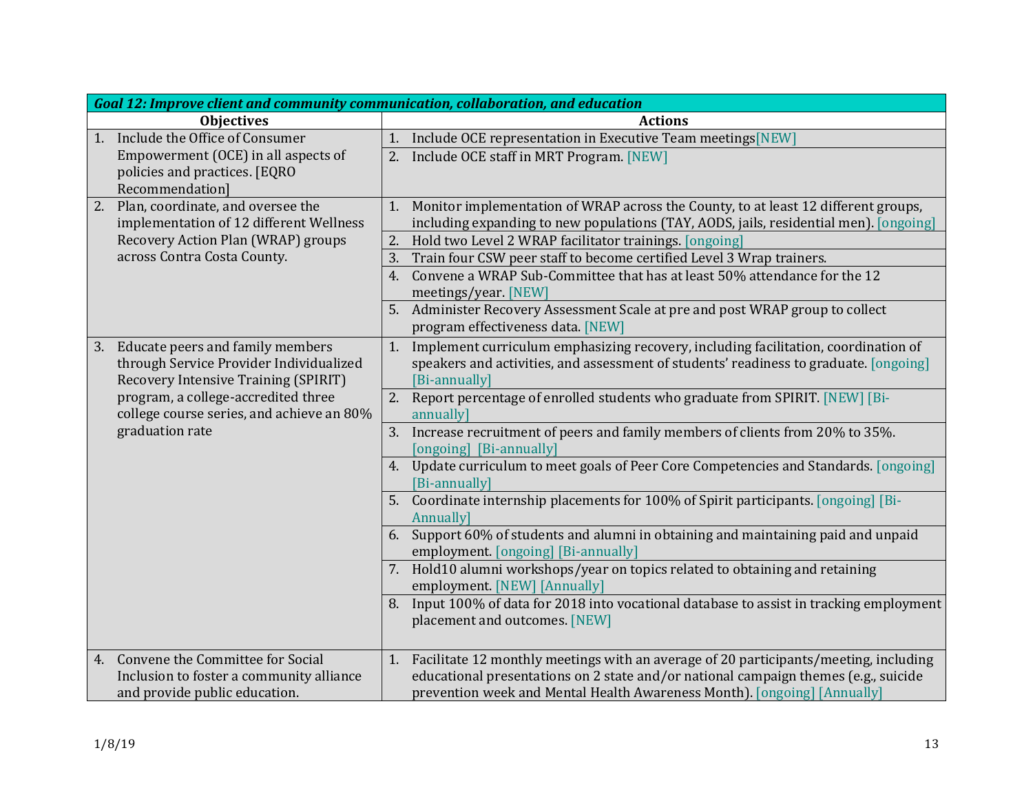| *Goal 12: Improve client and community communication, collaboration, and education* | |
|---|---|
| **Objectives** | **Actions** |
| 1. Include the Office of Consumer Empowerment (OCE) in all aspects of policies and practices. [EQRO Recommendation] | 1. Include OCE representation in Executive Team meetings[NEW] |
| | 2. Include OCE staff in MRT Program. [NEW] |
| 2. Plan, coordinate, and oversee the implementation of 12 different Wellness Recovery Action Plan (WRAP) groups across Contra Costa County. | 1. Monitor implementation of WRAP across the County, to at least 12 different groups, including expanding to new populations (TAY, AODS, jails, residential men). [ongoing] |
| | 2. Hold two Level 2 WRAP facilitator trainings. [ongoing] |
| | 3. Train four CSW peer staff to become certified Level 3 Wrap trainers. |
| | 4. Convene a WRAP Sub-Committee that has at least 50% attendance for the 12 meetings/year. [NEW] |
| | 5. Administer Recovery Assessment Scale at pre and post WRAP group to collect program effectiveness data. [NEW] |
| 3. Educate peers and family members through Service Provider Individualized Recovery Intensive Training (SPIRIT) program, a college-accredited three college course series, and achieve an 80% graduation rate | 1. Implement curriculum emphasizing recovery, including facilitation, coordination of speakers and activities, and assessment of students' readiness to graduate. [ongoing] [Bi-annually] |
| | 2. Report percentage of enrolled students who graduate from SPIRIT. [NEW] [Bi-annually] |
| | 3. Increase recruitment of peers and family members of clients from 20% to 35%. [ongoing] [Bi-annually] |
| | 4. Update curriculum to meet goals of Peer Core Competencies and Standards. [ongoing] [Bi-annually] |
| | 5. Coordinate internship placements for 100% of Spirit participants. [ongoing] [Bi-Annually] |
| | 6. Support 60% of students and alumni in obtaining and maintaining paid and unpaid employment. [ongoing] [Bi-annually] |
| | 7. Hold10 alumni workshops/year on topics related to obtaining and retaining employment. [NEW] [Annually] |
| | 8. Input 100% of data for 2018 into vocational database to assist in tracking employment placement and outcomes. [NEW] |
| 4. Convene the Committee for Social Inclusion to foster a community alliance and provide public education. | 1. Facilitate 12 monthly meetings with an average of 20 participants/meeting, including educational presentations on 2 state and/or national campaign themes (e.g., suicide prevention week and Mental Health Awareness Month). [ongoing] [Annually] |

1/8/19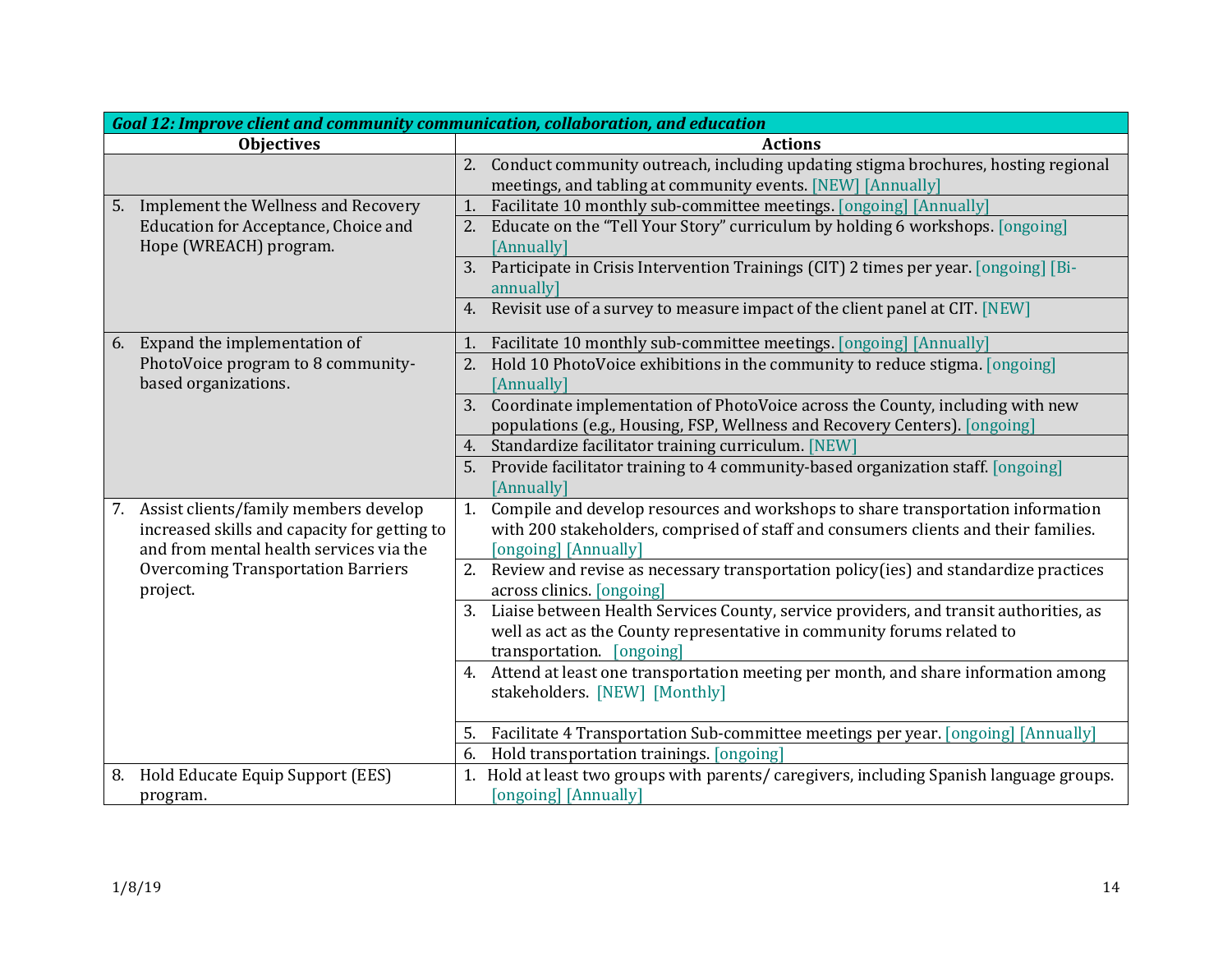| Goal 12: Improve client and community communication, collaboration, and education | |
|---|---|
| **Objectives** | **Actions** |
| | 2. Conduct community outreach, including updating stigma brochures, hosting regional meetings, and tabling at community events. [NEW] [Annually] |
| 5. Implement the Wellness and Recovery Education for Acceptance, Choice and Hope (WREACH) program. | 1. Facilitate 10 monthly sub-committee meetings. [ongoing] [Annually] |
| | 2. Educate on the "Tell Your Story" curriculum by holding 6 workshops. [ongoing] [Annually] |
| | 3. Participate in Crisis Intervention Trainings (CIT) 2 times per year. [ongoing] [Bi-annually] |
| | 4. Revisit use of a survey to measure impact of the client panel at CIT. [NEW] |
| 6. Expand the implementation of PhotoVoice program to 8 community-based organizations. | 1. Facilitate 10 monthly sub-committee meetings. [ongoing] [Annually] |
| | 2. Hold 10 PhotoVoice exhibitions in the community to reduce stigma. [ongoing] [Annually] |
| | 3. Coordinate implementation of PhotoVoice across the County, including with new populations (e.g., Housing, FSP, Wellness and Recovery Centers). [ongoing] |
| | 4. Standardize facilitator training curriculum. [NEW] |
| | 5. Provide facilitator training to 4 community-based organization staff. [ongoing] [Annually] |
| 7. Assist clients/family members develop increased skills and capacity for getting to and from mental health services via the Overcoming Transportation Barriers project. | 1. Compile and develop resources and workshops to share transportation information with 200 stakeholders, comprised of staff and consumers clients and their families. [ongoing] [Annually] |
| | 2. Review and revise as necessary transportation policy(ies) and standardize practices across clinics. [ongoing] |
| | 3. Liaise between Health Services County, service providers, and transit authorities, as well as act as the County representative in community forums related to transportation. [ongoing] |
| | 4. Attend at least one transportation meeting per month, and share information among stakeholders. [NEW] [Monthly] |
| | 5. Facilitate 4 Transportation Sub-committee meetings per year. [ongoing] [Annually] |
| | 6. Hold transportation trainings. [ongoing] |
| 8. Hold Educate Equip Support (EES) program. | 1. Hold at least two groups with parents/ caregivers, including Spanish language groups. [ongoing] [Annually] |

1/8/19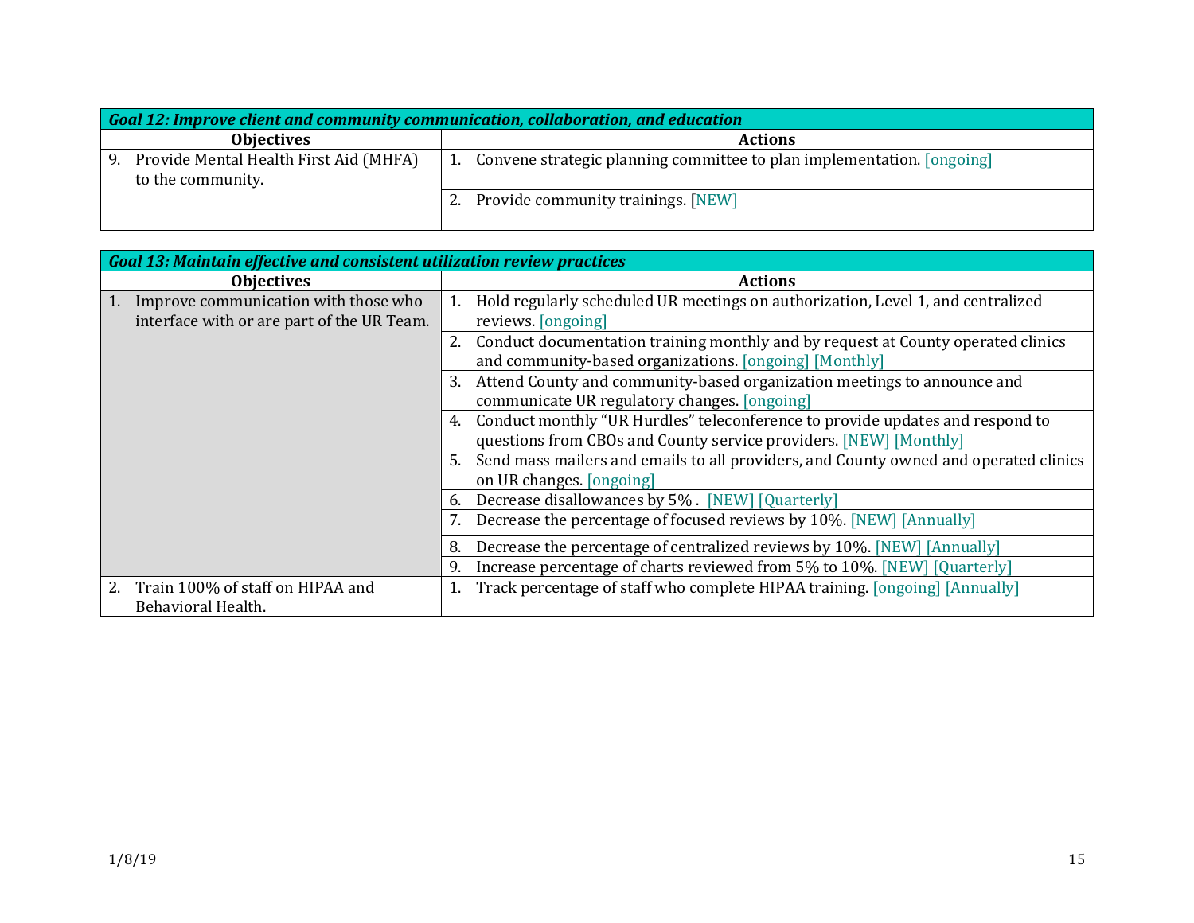| *Goal 12: Improve client and community communication, collaboration, and education* | |
|---|---|
| **Objectives** | **Actions** |
| 9. Provide Mental Health First Aid (MHFA) to the community. | 1. Convene strategic planning committee to plan implementation. [ongoing] |
| | 2. Provide community trainings. [NEW] |

| *Goal 13: Maintain effective and consistent utilization review practices* | |
|---|---|
| **Objectives** | **Actions** |
| 1. Improve communication with those who interface with or are part of the UR Team. | 1. Hold regularly scheduled UR meetings on authorization, Level 1, and centralized reviews. [ongoing] |
| | 2. Conduct documentation training monthly and by request at County operated clinics and community-based organizations. [ongoing] [Monthly] |
| | 3. Attend County and community-based organization meetings to announce and communicate UR regulatory changes. [ongoing] |
| | 4. Conduct monthly "UR Hurdles" teleconference to provide updates and respond to questions from CBOs and County service providers. [NEW] [Monthly] |
| | 5. Send mass mailers and emails to all providers, and County owned and operated clinics on UR changes. [ongoing] |
| | 6. Decrease disallowances by 5% . [NEW] [Quarterly] |
| | 7. Decrease the percentage of focused reviews by 10%. [NEW] [Annually] |
| | 8. Decrease the percentage of centralized reviews by 10%. [NEW] [Annually] |
| | 9. Increase percentage of charts reviewed from 5% to 10%. [NEW] [Quarterly] |
| 2. Train 100% of staff on HIPAA and Behavioral Health. | 1. Track percentage of staff who complete HIPAA training. [ongoing] [Annually] |

1/8/19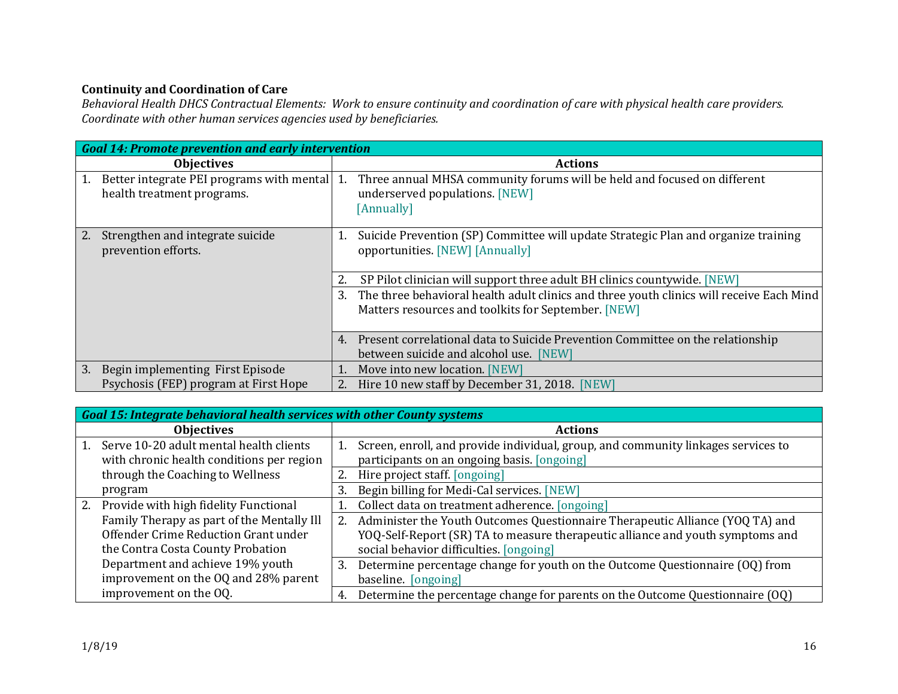**Continuity and Coordination of Care**

*Behavioral Health DHCS Contractual Elements: Work to ensure continuity and coordination of care with physical health care providers. Coordinate with other human services agencies used by beneficiaries.*

| ***Goal 14: Promote prevention and early intervention*** | |
|---|---|
| **Objectives** | **Actions** |
| 1. Better integrate PEI programs with mental health treatment programs. | 1. Three annual MHSA community forums will be held and focused on different underserved populations. [NEW] [Annually] |
| 2. Strengthen and integrate suicide prevention efforts. | 1. Suicide Prevention (SP) Committee will update Strategic Plan and organize training opportunities. [NEW] [Annually] |
| | 2. SP Pilot clinician will support three adult BH clinics countywide. [NEW] |
| | 3. The three behavioral health adult clinics and three youth clinics will receive Each Mind Matters resources and toolkits for September. [NEW] |
| | 4. Present correlational data to Suicide Prevention Committee on the relationship between suicide and alcohol use. [NEW] |
| 3. Begin implementing First Episode Psychosis (FEP) program at First Hope | 1. Move into new location. [NEW] |
| | 2. Hire 10 new staff by December 31, 2018. [NEW] |

| ***Goal 15: Integrate behavioral health services with other County systems*** | |
|---|---|
| **Objectives** | **Actions** |
| 1. Serve 10-20 adult mental health clients with chronic health conditions per region through the Coaching to Wellness program | 1. Screen, enroll, and provide individual, group, and community linkages services to participants on an ongoing basis. [ongoing] |
| | 2. Hire project staff. [ongoing] |
| | 3. Begin billing for Medi-Cal services. [NEW] |
| 2. Provide with high fidelity Functional Family Therapy as part of the Mentally Ill Offender Crime Reduction Grant under the Contra Costa County Probation Department and achieve 19% youth improvement on the OQ and 28% parent improvement on the OQ. | 1. Collect data on treatment adherence. [ongoing] |
| | 2. Administer the Youth Outcomes Questionnaire Therapeutic Alliance (YOQ TA) and YOQ-Self-Report (SR) TA to measure therapeutic alliance and youth symptoms and social behavior difficulties. [ongoing] |
| | 3. Determine percentage change for youth on the Outcome Questionnaire (OQ) from baseline. [ongoing] |
| | 4. Determine the percentage change for parents on the Outcome Questionnaire (OQ) |

1/8/19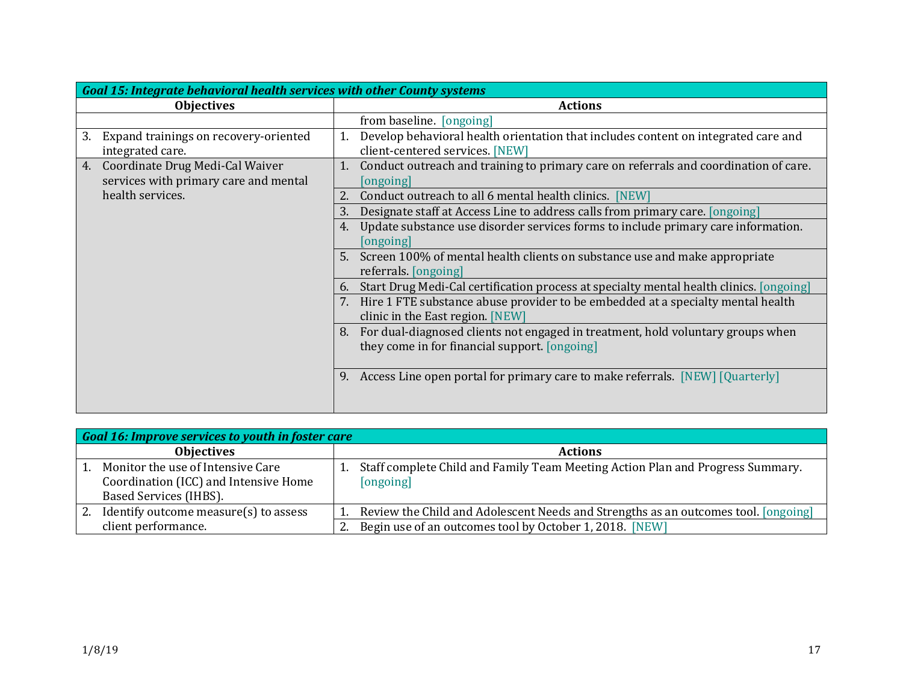| Goal 15: Integrate behavioral health services with other County systems | |
|---|---|
| **Objectives** | **Actions** |
| | from baseline. [ongoing] |
| 3. Expand trainings on recovery-oriented integrated care. | 1. Develop behavioral health orientation that includes content on integrated care and client-centered services. [NEW] |
| 4. Coordinate Drug Medi-Cal Waiver services with primary care and mental health services. | 1. Conduct outreach and training to primary care on referrals and coordination of care. [ongoing] |
| | 2. Conduct outreach to all 6 mental health clinics. [NEW] |
| | 3. Designate staff at Access Line to address calls from primary care. [ongoing] |
| | 4. Update substance use disorder services forms to include primary care information. [ongoing] |
| | 5. Screen 100% of mental health clients on substance use and make appropriate referrals. [ongoing] |
| | 6. Start Drug Medi-Cal certification process at specialty mental health clinics. [ongoing] |
| | 7. Hire 1 FTE substance abuse provider to be embedded at a specialty mental health clinic in the East region. [NEW] |
| | 8. For dual-diagnosed clients not engaged in treatment, hold voluntary groups when they come in for financial support. [ongoing] |
| | 9. Access Line open portal for primary care to make referrals. [NEW] [Quarterly] |

| Goal 16: Improve services to youth in foster care | |
|---|---|
| **Objectives** | **Actions** |
| 1. Monitor the use of Intensive Care Coordination (ICC) and Intensive Home Based Services (IHBS). | 1. Staff complete Child and Family Team Meeting Action Plan and Progress Summary. [ongoing] |
| 2. Identify outcome measure(s) to assess client performance. | 1. Review the Child and Adolescent Needs and Strengths as an outcomes tool. [ongoing] |
| | 2. Begin use of an outcomes tool by October 1, 2018. [NEW] |

1/8/19